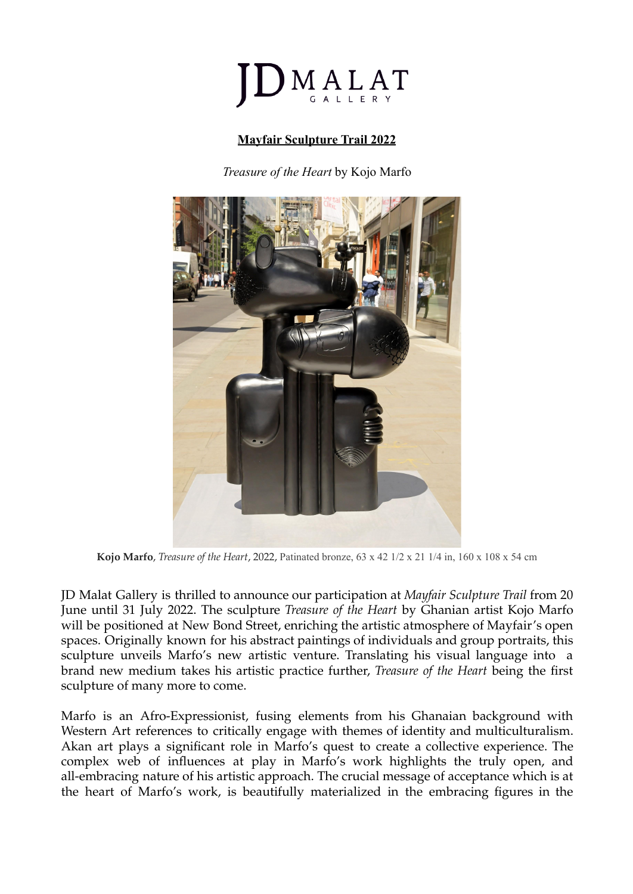JD MALAT GALLERY

**Mayfair Sculpture Trail 2022**

*Treasure of the Heart* by Kojo Marfo

**Kojo Marfo**, *Treasure of the Heart*, 2022, Patinated bronze, 63 x 42 1/2 x 21 1/4 in, 160 x 108 x 54 cm

JD Malat Gallery is thrilled to announce our participation at *Mayfair Sculpture Trail* from 20 June until 31 July 2022. The sculpture *Treasure of the Heart* by Ghanian artist Kojo Marfo will be positioned at New Bond Street, enriching the artistic atmosphere of Mayfair's open spaces. Originally known for his abstract paintings of individuals and group portraits, this sculpture unveils Marfo's new artistic venture. Translating his visual language into a brand new medium takes his artistic practice further, *Treasure of the Heart* being the first sculpture of many more to come.

Marfo is an Afro-Expressionist, fusing elements from his Ghanaian background with Western Art references to critically engage with themes of identity and multiculturalism. Akan art plays a significant role in Marfo's quest to create a collective experience. The complex web of influences at play in Marfo's work highlights the truly open, and all-embracing nature of his artistic approach. The crucial message of acceptance which is at the heart of Marfo's work, is beautifully materialized in the embracing figures in the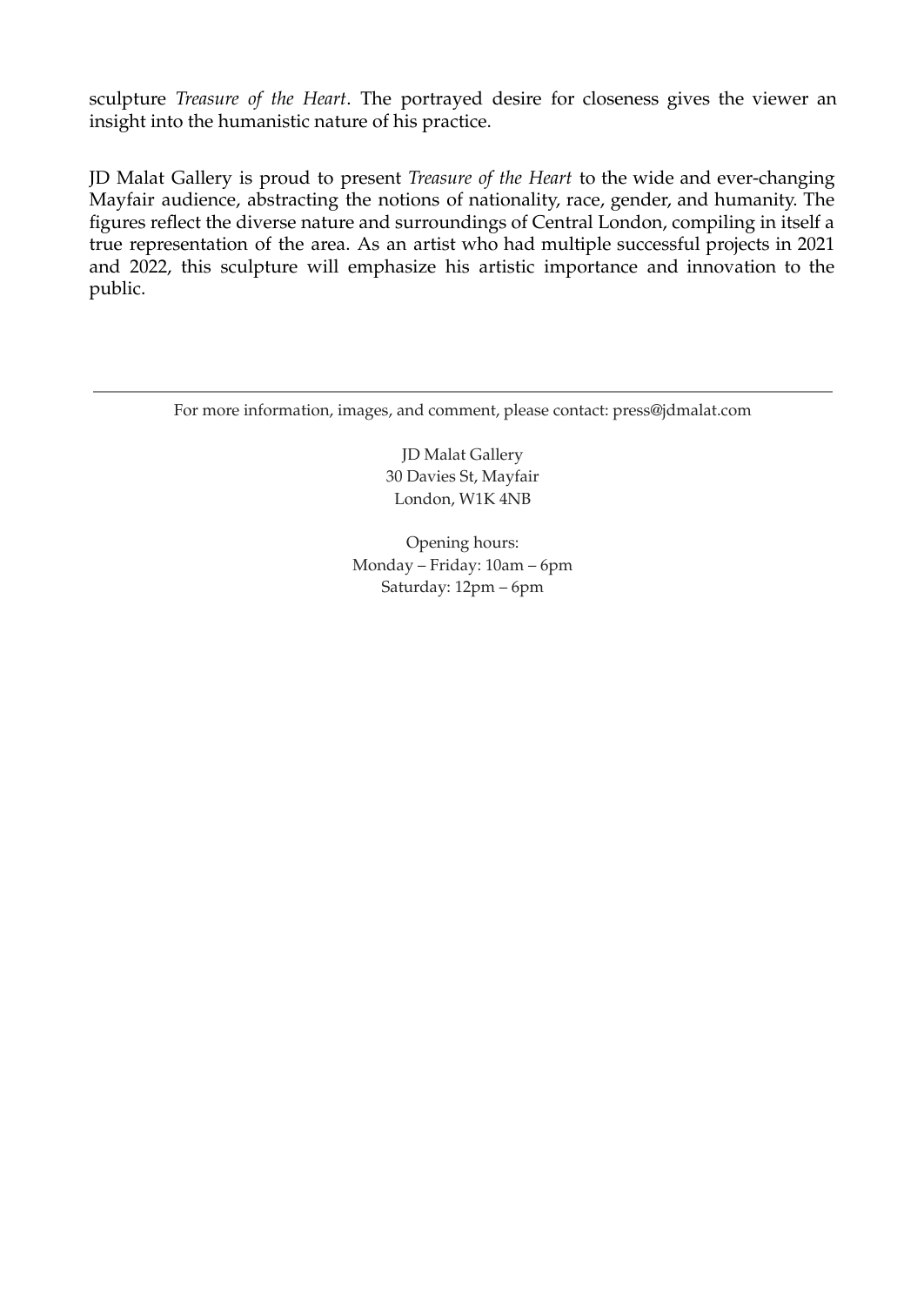sculpture *Treasure of the Heart*. The portrayed desire for closeness gives the viewer an insight into the humanistic nature of his practice.

JD Malat Gallery is proud to present *Treasure of the Heart* to the wide and ever-changing Mayfair audience, abstracting the notions of nationality, race, gender, and humanity. The figures reflect the diverse nature and surroundings of Central London, compiling in itself a true representation of the area. As an artist who had multiple successful projects in 2021 and 2022, this sculpture will emphasize his artistic importance and innovation to the public.

---

For more information, images, and comment, please contact: press@jdmalat.com

JD Malat Gallery
30 Davies St, Mayfair
London, W1K 4NB

Opening hours:
Monday – Friday: 10am – 6pm
Saturday: 12pm – 6pm